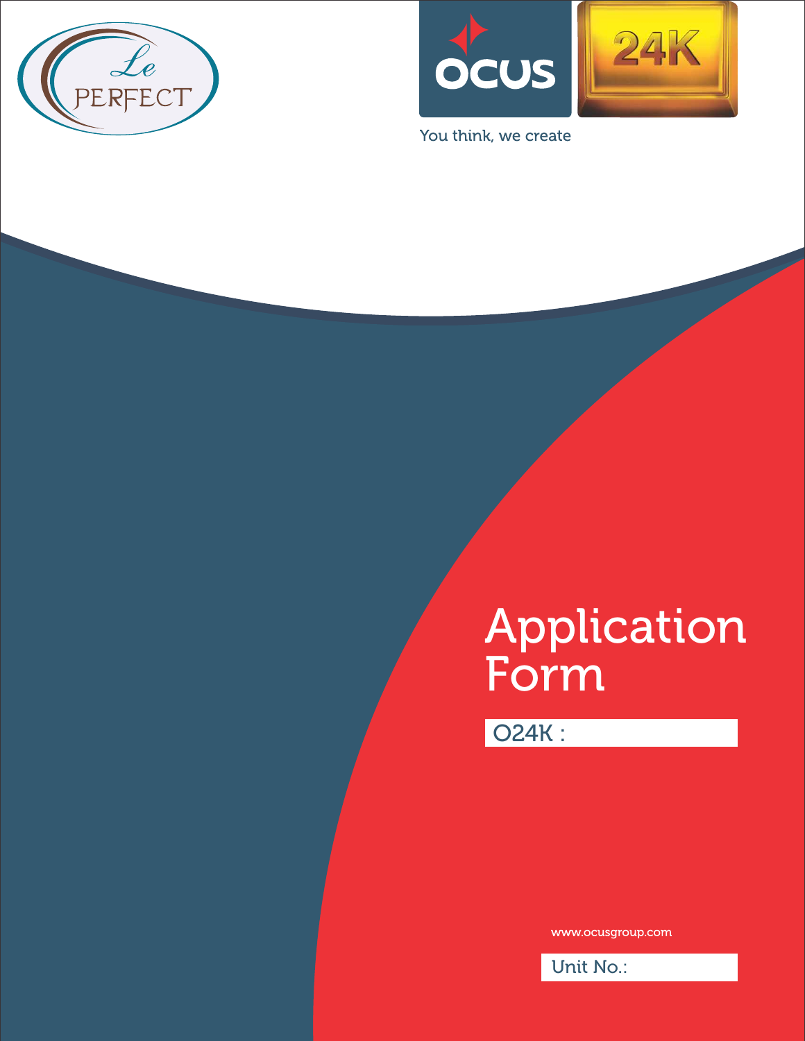Le PERFECT

OCUS

24K

You think, we create

# Application Form

O24K :

www.ocusgroup.com

Unit No.: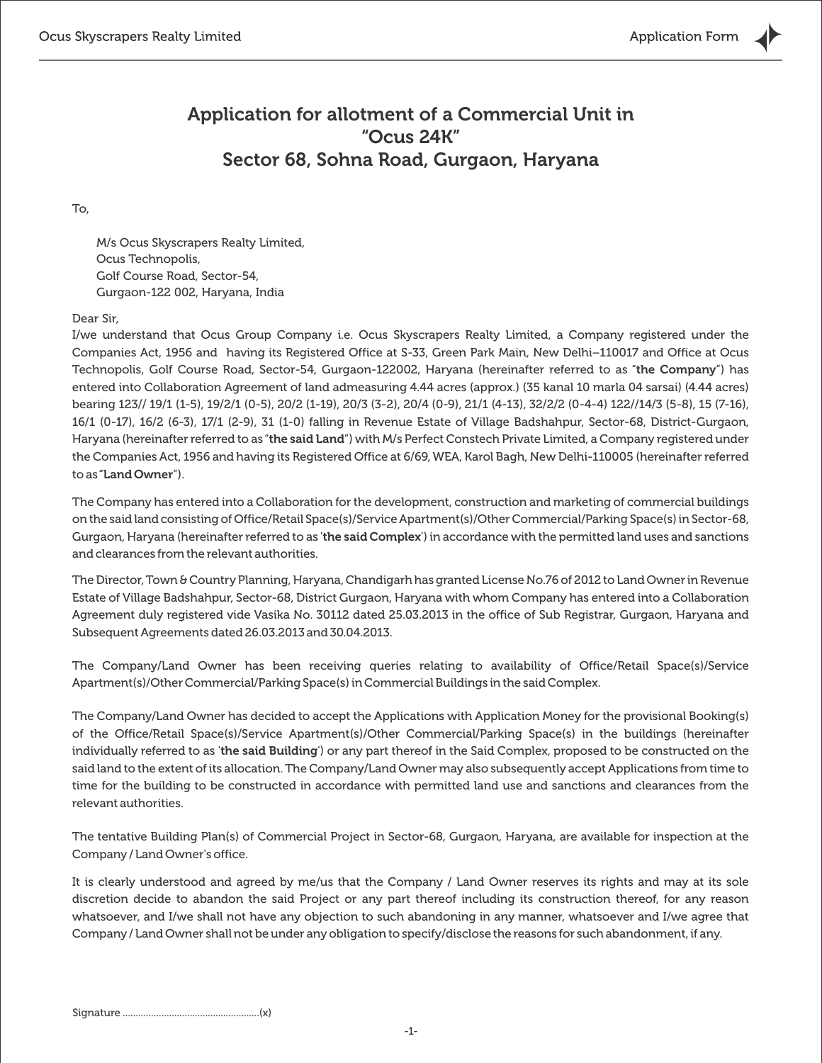# Application for allotment of a Commercial Unit in "Ocus 24K" Sector 68, Sohna Road, Gurgaon, Haryana

To,

M/s Ocus Skyscrapers Realty Limited,
Ocus Technopolis,
Golf Course Road, Sector-54,
Gurgaon-122 002, Haryana, India

Dear Sir,

I/we understand that Ocus Group Company i.e. Ocus Skyscrapers Realty Limited, a Company registered under the Companies Act, 1956 and having its Registered Office at S-33, Green Park Main, New Delhi–110017 and Office at Ocus Technopolis, Golf Course Road, Sector-54, Gurgaon-122002, Haryana (hereinafter referred to as "**the Company**") has entered into Collaboration Agreement of land admeasuring 4.44 acres (approx.) (35 kanal 10 marla 04 sarsai) (4.44 acres) bearing 123// 19/1 (1-5), 19/2/1 (0-5), 20/2 (1-19), 20/3 (3-2), 20/4 (0-9), 21/1 (4-13), 32/2/2 (0-4-4) 122//14/3 (5-8), 15 (7-16), 16/1 (0-17), 16/2 (6-3), 17/1 (2-9), 31 (1-0) falling in Revenue Estate of Village Badshahpur, Sector-68, District-Gurgaon, Haryana (hereinafter referred to as "**the said Land**") with M/s Perfect Constech Private Limited, a Company registered under the Companies Act, 1956 and having its Registered Office at 6/69, WEA, Karol Bagh, New Delhi-110005 (hereinafter referred to as "**Land Owner**").

The Company has entered into a Collaboration for the development, construction and marketing of commercial buildings on the said land consisting of Office/Retail Space(s)/Service Apartment(s)/Other Commercial/Parking Space(s) in Sector-68, Gurgaon, Haryana (hereinafter referred to as '**the said Complex**') in accordance with the permitted land uses and sanctions and clearances from the relevant authorities.

The Director, Town & Country Planning, Haryana, Chandigarh has granted License No.76 of 2012 to Land Owner in Revenue Estate of Village Badshahpur, Sector-68, District Gurgaon, Haryana with whom Company has entered into a Collaboration Agreement duly registered vide Vasika No. 30112 dated 25.03.2013 in the office of Sub Registrar, Gurgaon, Haryana and Subsequent Agreements dated 26.03.2013 and 30.04.2013.

The Company/Land Owner has been receiving queries relating to availability of Office/Retail Space(s)/Service Apartment(s)/Other Commercial/Parking Space(s) in Commercial Buildings in the said Complex.

The Company/Land Owner has decided to accept the Applications with Application Money for the provisional Booking(s) of the Office/Retail Space(s)/Service Apartment(s)/Other Commercial/Parking Space(s) in the buildings (hereinafter individually referred to as '**the said Building**') or any part thereof in the Said Complex, proposed to be constructed on the said land to the extent of its allocation. The Company/Land Owner may also subsequently accept Applications from time to time for the building to be constructed in accordance with permitted land use and sanctions and clearances from the relevant authorities.

The tentative Building Plan(s) of Commercial Project in Sector-68, Gurgaon, Haryana, are available for inspection at the Company / Land Owner's office.

It is clearly understood and agreed by me/us that the Company / Land Owner reserves its rights and may at its sole discretion decide to abandon the said Project or any part thereof including its construction thereof, for any reason whatsoever, and I/we shall not have any objection to such abandoning in any manner, whatsoever and I/we agree that Company / Land Owner shall not be under any obligation to specify/disclose the reasons for such abandonment, if any.

Signature ....................................................(x)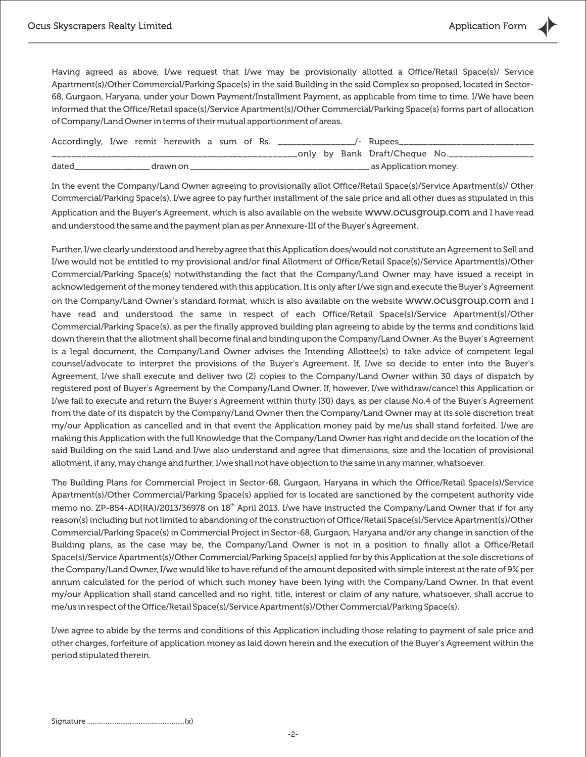Having agreed as above, I/we request that I/we may be provisionally allotted a Office/Retail Space(s)/ Service Apartment(s)/Other Commercial/Parking Space(s) in the said Building in the said Complex so proposed, located in Sector-68, Gurgaon, Haryana, under your Down Payment/Installment Payment, as applicable from time to time. I/We have been informed that the Office/Retail space(s)/Service Apartment(s)/Other Commercial/Parking Space(s) forms part of allocation of Company/Land Owner in terms of their mutual apportionment of areas.

Accordingly, I/we remit herewith a sum of Rs. _______________/- Rupees____________________________ ________________________________________________only by Bank Draft/Cheque No._________________ dated________________ drawn on ______________________________________ as Application money.

In the event the Company/Land Owner agreeing to provisionally allot Office/Retail Space(s)/Service Apartment(s)/ Other Commercial/Parking Space(s), I/we agree to pay further installment of the sale price and all other dues as stipulated in this Application and the Buyer's Agreement, which is also available on the website www.ocusgroup.com and I have read and understood the same and the payment plan as per Annexure-III of the Buyer's Agreement.

Further, I/we clearly understood and hereby agree that this Application does/would not constitute an Agreement to Sell and I/we would not be entitled to my provisional and/or final Allotment of Office/Retail Space(s)/Service Apartment(s)/Other Commercial/Parking Space(s) notwithstanding the fact that the Company/Land Owner may have issued a receipt in acknowledgement of the money tendered with this application. It is only after I/we sign and execute the Buyer's Agreement on the Company/Land Owner's standard format, which is also available on the website www.ocusgroup.com and I have read and understood the same in respect of each Office/Retail Space(s)/Service Apartment(s)/Other Commercial/Parking Space(s), as per the finally approved building plan agreeing to abide by the terms and conditions laid down therein that the allotment shall become final and binding upon the Company/Land Owner. As the Buyer's Agreement is a legal document, the Company/Land Owner advises the Intending Allottee(s) to take advice of competent legal counsel/advocate to interpret the provisions of the Buyer's Agreement. If, I/we so decide to enter into the Buyer's Agreement, I/we shall execute and deliver two (2) copies to the Company/Land Owner within 30 days of dispatch by registered post of Buyer's Agreement by the Company/Land Owner. If, however, I/we withdraw/cancel this Application or I/we fail to execute and return the Buyer's Agreement within thirty (30) days, as per clause No.4 of the Buyer's Agreement from the date of its dispatch by the Company/Land Owner then the Company/Land Owner may at its sole discretion treat my/our Application as cancelled and in that event the Application money paid by me/us shall stand forfeited. I/we are making this Application with the full Knowledge that the Company/Land Owner has right and decide on the location of the said Building on the said Land and I/we also understand and agree that dimensions, size and the location of provisional allotment, if any, may change and further, I/we shall not have objection to the same in any manner, whatsoever.

The Building Plans for Commercial Project in Sector-68, Gurgaon, Haryana in which the Office/Retail Space(s)/Service Apartment(s)/Other Commercial/Parking Space(s) applied for is located are sanctioned by the competent authority vide memo no. ZP-854-AD(RA)/2013/36978 on 18th April 2013. I/we have instructed the Company/Land Owner that if for any reason(s) including but not limited to abandoning of the construction of Office/Retail Space(s)/Service Apartment(s)/Other Commercial/Parking Space(s) in Commercial Project in Sector-68, Gurgaon, Haryana and/or any change in sanction of the Building plans, as the case may be, the Company/Land Owner is not in a position to finally allot a Office/Retail Space(s)/Service Apartment(s)/Other Commercial/Parking Space(s) applied for by this Application at the sole discretions of the Company/Land Owner, I/we would like to have refund of the amount deposited with simple interest at the rate of 9% per annum calculated for the period of which such money have been lying with the Company/Land Owner. In that event my/our Application shall stand cancelled and no right, title, interest or claim of any nature, whatsoever, shall accrue to me/us in respect of the Office/Retail Space(s)/Service Apartment(s)/Other Commercial/Parking Space(s).

I/we agree to abide by the terms and conditions of this Application including those relating to payment of sale price and other charges, forfeiture of application money as laid down herein and the execution of the Buyer's Agreement within the period stipulated therein.

Signature .....................................................(x)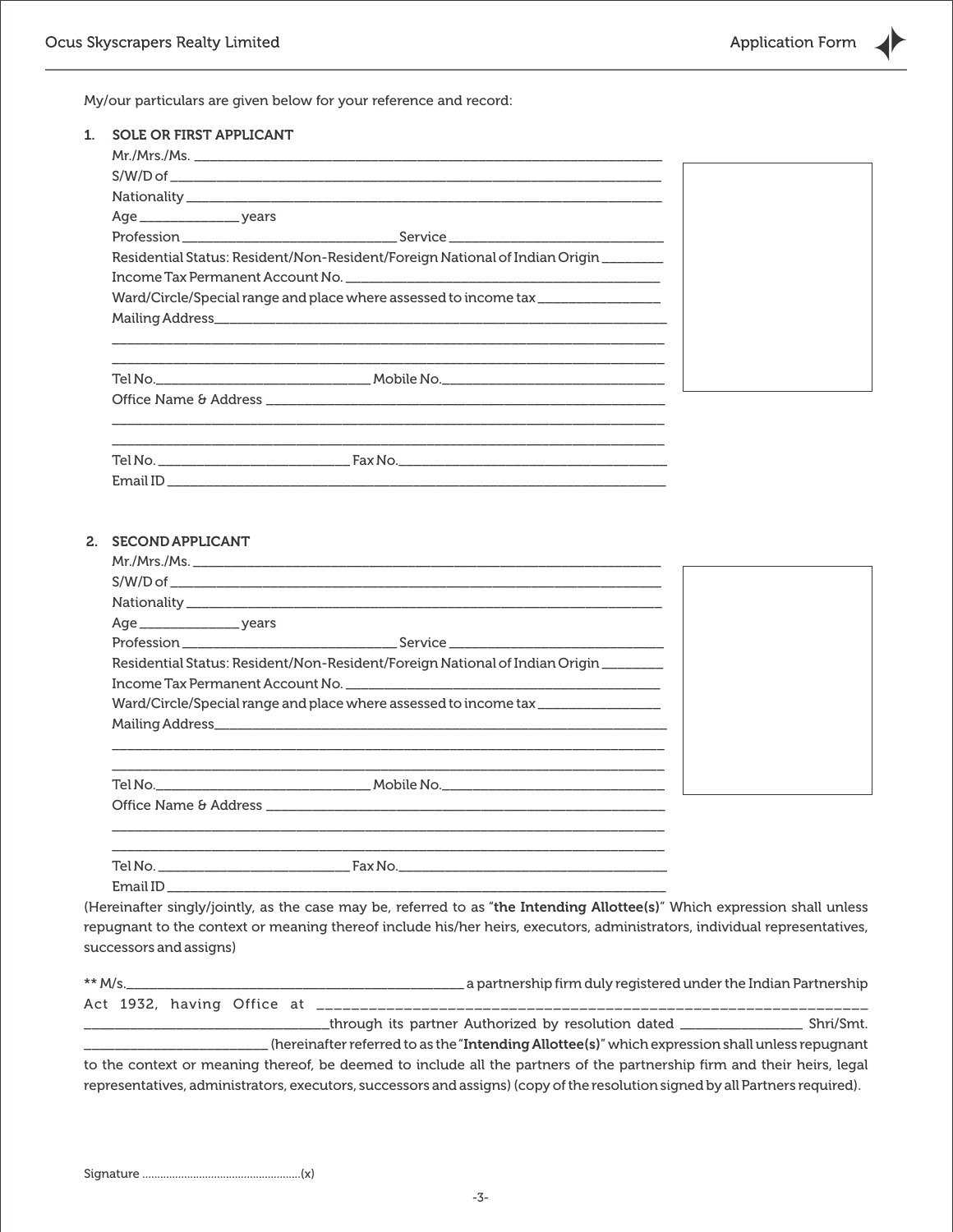My/our particulars are given below for your reference and record:

## 1. SOLE OR FIRST APPLICANT

Mr./Mrs./Ms. ____________________________________________

S/W/D of ____________________________________________

Nationality ____________________________________________

Age ______________ years

Profession ____________________________ Service ____________________________

Residential Status: Resident/Non-Resident/Foreign National of Indian Origin ________

Income Tax Permanent Account No. ________________________________

Ward/Circle/Special range and place where assessed to income tax ________________

Mailing Address____________________________________________

____________________________________________

____________________________________________

Tel No.____________________________ Mobile No.____________________________

Office Name & Address ____________________________________________

____________________________________________

____________________________________________

Tel No. __________________________ Fax No.____________________________

Email ID ____________________________________________

## 2. SECOND APPLICANT

Mr./Mrs./Ms. ____________________________________________

S/W/D of ____________________________________________

Nationality ____________________________________________

Age ______________ years

Profession ____________________________ Service ____________________________

Residential Status: Resident/Non-Resident/Foreign National of Indian Origin ________

Income Tax Permanent Account No. ________________________________

Ward/Circle/Special range and place where assessed to income tax ________________

Mailing Address____________________________________________

____________________________________________

____________________________________________

Tel No.____________________________ Mobile No.____________________________

Office Name & Address ____________________________________________

____________________________________________

____________________________________________

Tel No. __________________________ Fax No.____________________________

Email ID ____________________________________________

(Hereinafter singly/jointly, as the case may be, referred to as "**the Intending Allottee(s)**" Which expression shall unless repugnant to the context or meaning thereof include his/her heirs, executors, administrators, individual representatives, successors and assigns)

** M/s.______________________________________________ a partnership firm duly registered under the Indian Partnership Act 1932, having Office at ______________________________________________________________ ________________________________through its partner Authorized by resolution dated ________________ Shri/Smt. _________________________ (hereinafter referred to as the "**Intending Allottee(s)**" which expression shall unless repugnant to the context or meaning thereof, be deemed to include all the partners of the partnership firm and their heirs, legal representatives, administrators, executors, successors and assigns) (copy of the resolution signed by all Partners required).

Signature ....................................................(x)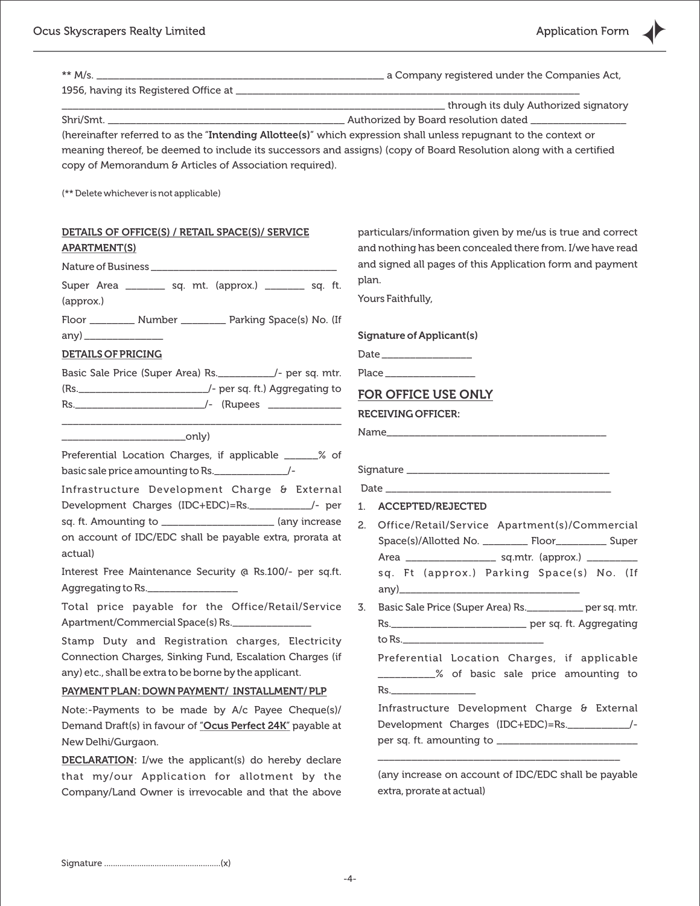** M/s. ______________________________________________ a Company registered under the Companies Act, 1956, having its Registered Office at ____________________________________________________________ ____________________________________________________________ through its duly Authorized signatory Shri/Smt. __________________________________________ Authorized by Board resolution dated _______________ (hereinafter referred to as the "**Intending Allottee(s)**" which expression shall unless repugnant to the context or meaning thereof, be deemed to include its successors and assigns) (copy of Board Resolution along with a certified copy of Memorandum & Articles of Association required).

(** Delete whichever is not applicable)

**DETAILS OF OFFICE(S) / RETAIL SPACE(S)/ SERVICE APARTMENT(S)**

Nature of Business ________________________________

Super Area _______ sq. mt. (approx.) _______ sq. ft. (approx.)

Floor ________ Number ________ Parking Space(s) No. (If any) ______________

**DETAILS OF PRICING**

Basic Sale Price (Super Area) Rs.__________/- per sq. mtr. (Rs.______________________/- per sq. ft.) Aggregating to Rs.______________________/- (Rupees ____________ ________________________________________________ ______________________only)

Preferential Location Charges, if applicable ______% of basic sale price amounting to Rs._____________/-

Infrastructure Development Charge & External Development Charges (IDC+EDC)=Rs.___________/- per sq. ft. Amounting to ____________________ (any increase on account of IDC/EDC shall be payable extra, prorata at actual)

Interest Free Maintenance Security @ Rs.100/- per sq.ft. Aggregating to Rs.________________

Total price payable for the Office/Retail/Service Apartment/Commercial Space(s) Rs.______________

Stamp Duty and Registration charges, Electricity Connection Charges, Sinking Fund, Escalation Charges (if any) etc., shall be extra to be borne by the applicant.

**PAYMENT PLAN: DOWN PAYMENT/ INSTALLMENT/ PLP**

Note:-Payments to be made by A/c Payee Cheque(s)/ Demand Draft(s) in favour of "**Ocus Perfect 24K**" payable at New Delhi/Gurgaon.

**DECLARATION:** I/we the applicant(s) do hereby declare that my/our Application for allotment by the Company/Land Owner is irrevocable and that the above particulars/information given by me/us is true and correct and nothing has been concealed there from. I/we have read and signed all pages of this Application form and payment plan.

Yours Faithfully,

**Signature of Applicant(s)**

Date ________________

Place ________________

## FOR OFFICE USE ONLY

**RECEIVING OFFICER:**

Name_________________________________________

Signature _____________________________________

Date _________________________________________

1. **ACCEPTED/REJECTED**
2. Office/Retail/Service Apartment(s)/Commercial Space(s)/Allotted No. ________ Floor_________ Super Area ________________ sq.mtr. (approx.) _________ sq. Ft (approx.) Parking Space(s) No. (If any)_______________________________
3. Basic Sale Price (Super Area) Rs.__________ per sq. mtr. Rs.______________________ per sq. ft. Aggregating to Rs.__________________________

   Preferential Location Charges, if applicable __________% of basic sale price amounting to Rs.________________

   Infrastructure Development Charge & External Development Charges (IDC+EDC)=Rs.___________/- per sq. ft. amounting to _________________________ ______________________________________________

   (any increase on account of IDC/EDC shall be payable extra, prorate at actual)

Signature ................................................(x)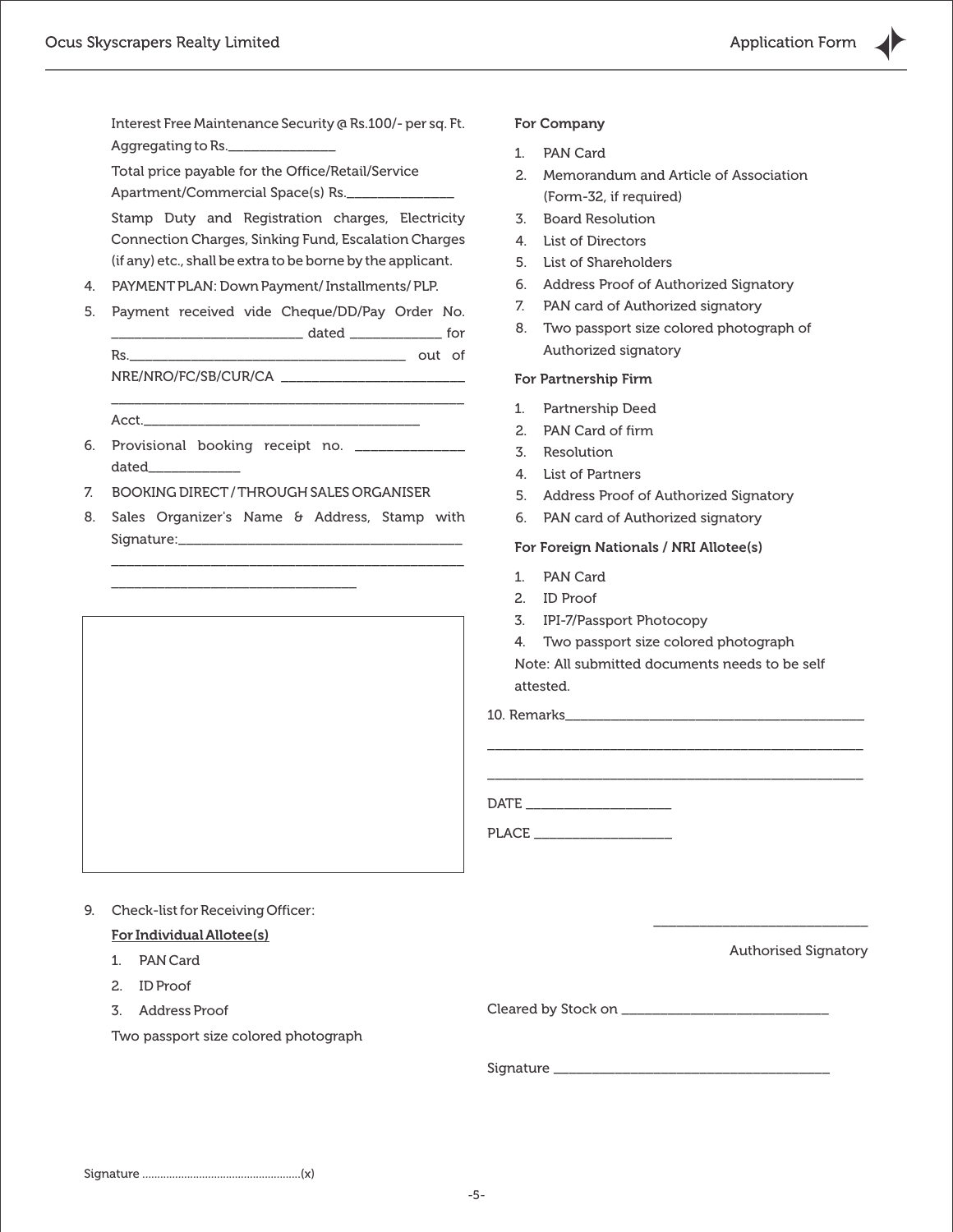Interest Free Maintenance Security @ Rs.100/- per sq. Ft. Aggregating to Rs.______________

Total price payable for the Office/Retail/Service Apartment/Commercial Space(s) Rs.______________

Stamp Duty and Registration charges, Electricity Connection Charges, Sinking Fund, Escalation Charges (if any) etc., shall be extra to be borne by the applicant.

4. PAYMENT PLAN: Down Payment/ Installments/ PLP.

5. Payment received vide Cheque/DD/Pay Order No. _________________________ dated ____________ for Rs.______________________________________ out of NRE/NRO/FC/SB/CUR/CA _________________________
_________________________________________________
Acct.______________________________________

6. Provisional booking receipt no. ______________ dated____________

7. BOOKING DIRECT / THROUGH SALES ORGANISER

8. Sales Organizer's Name & Address, Stamp with Signature:______________________________________
_________________________________________________
________________________________

9. Check-list for Receiving Officer:

**For Individual Allotee(s)**

1. PAN Card
2. ID Proof
3. Address Proof

Two passport size colored photograph

**For Company**

1. PAN Card
2. Memorandum and Article of Association (Form-32, if required)
3. Board Resolution
4. List of Directors
5. List of Shareholders
6. Address Proof of Authorized Signatory
7. PAN card of Authorized signatory
8. Two passport size colored photograph of Authorized signatory

**For Partnership Firm**

1. Partnership Deed
2. PAN Card of firm
3. Resolution
4. List of Partners
5. Address Proof of Authorized Signatory
6. PAN card of Authorized signatory

**For Foreign Nationals / NRI Allotee(s)**

1. PAN Card
2. ID Proof
3. IPI-7/Passport Photocopy
4. Two passport size colored photograph

Note: All submitted documents needs to be self attested.

10. Remarks__________________________________________
_____________________________________________________
_____________________________________________________

DATE ____________________

PLACE ___________________

____________________________

Authorised Signatory

Cleared by Stock on ___________________________

Signature _____________________________________

Signature ....................................................(x)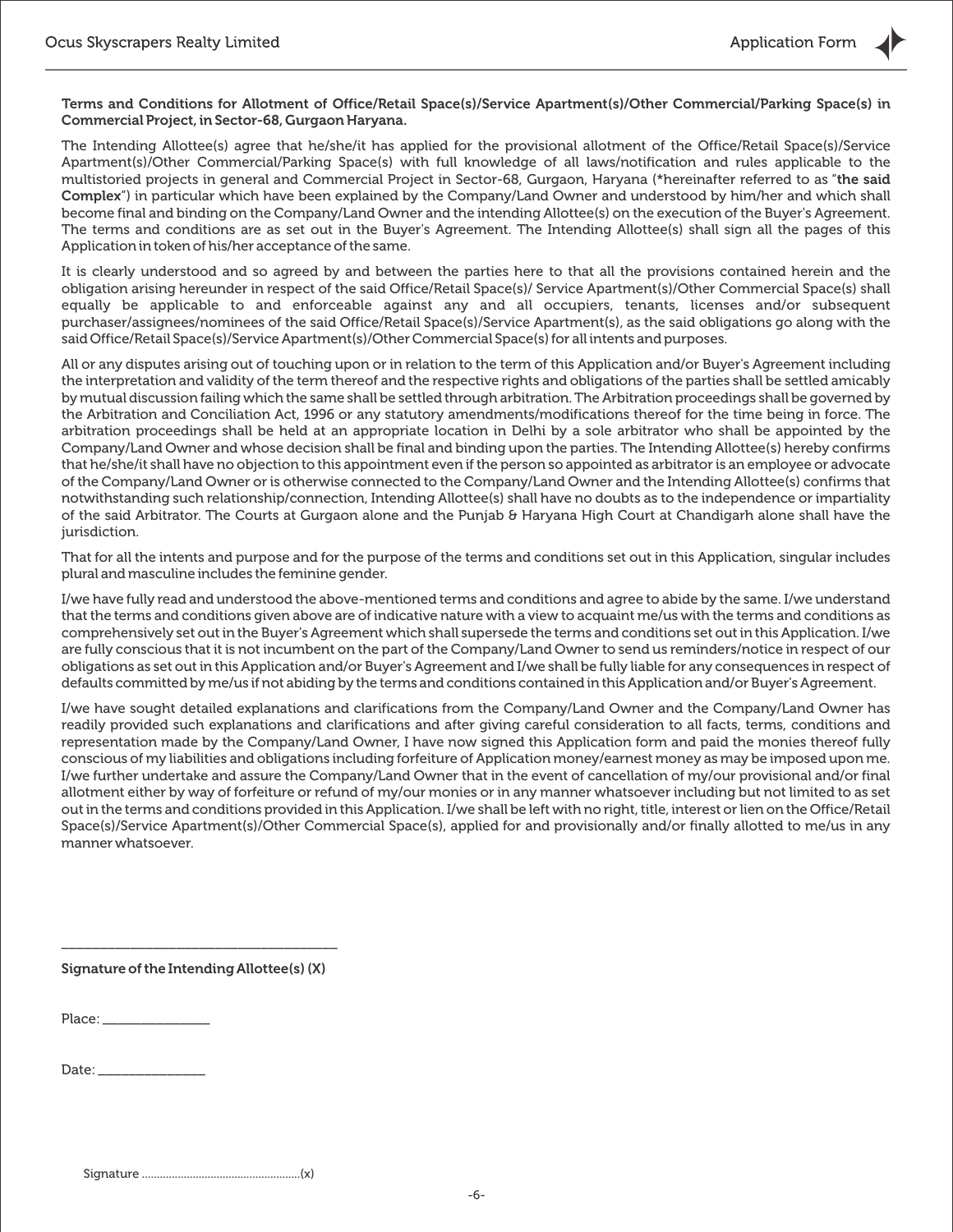**Terms and Conditions for Allotment of Office/Retail Space(s)/Service Apartment(s)/Other Commercial/Parking Space(s) in Commercial Project, in Sector-68, Gurgaon Haryana.**

The Intending Allottee(s) agree that he/she/it has applied for the provisional allotment of the Office/Retail Space(s)/Service Apartment(s)/Other Commercial/Parking Space(s) with full knowledge of all laws/notification and rules applicable to the multistoried projects in general and Commercial Project in Sector-68, Gurgaon, Haryana (*hereinafter referred to as "**the said Complex**") in particular which have been explained by the Company/Land Owner and understood by him/her and which shall become final and binding on the Company/Land Owner and the intending Allottee(s) on the execution of the Buyer's Agreement. The terms and conditions are as set out in the Buyer's Agreement. The Intending Allottee(s) shall sign all the pages of this Application in token of his/her acceptance of the same.

It is clearly understood and so agreed by and between the parties here to that all the provisions contained herein and the obligation arising hereunder in respect of the said Office/Retail Space(s)/ Service Apartment(s)/Other Commercial Space(s) shall equally be applicable to and enforceable against any and all occupiers, tenants, licenses and/or subsequent purchaser/assignees/nominees of the said Office/Retail Space(s)/Service Apartment(s), as the said obligations go along with the said Office/Retail Space(s)/Service Apartment(s)/Other Commercial Space(s) for all intents and purposes.

All or any disputes arising out of touching upon or in relation to the term of this Application and/or Buyer's Agreement including the interpretation and validity of the term thereof and the respective rights and obligations of the parties shall be settled amicably by mutual discussion failing which the same shall be settled through arbitration. The Arbitration proceedings shall be governed by the Arbitration and Conciliation Act, 1996 or any statutory amendments/modifications thereof for the time being in force. The arbitration proceedings shall be held at an appropriate location in Delhi by a sole arbitrator who shall be appointed by the Company/Land Owner and whose decision shall be final and binding upon the parties. The Intending Allottee(s) hereby confirms that he/she/it shall have no objection to this appointment even if the person so appointed as arbitrator is an employee or advocate of the Company/Land Owner or is otherwise connected to the Company/Land Owner and the Intending Allottee(s) confirms that notwithstanding such relationship/connection, Intending Allottee(s) shall have no doubts as to the independence or impartiality of the said Arbitrator. The Courts at Gurgaon alone and the Punjab & Haryana High Court at Chandigarh alone shall have the jurisdiction.

That for all the intents and purpose and for the purpose of the terms and conditions set out in this Application, singular includes plural and masculine includes the feminine gender.

I/we have fully read and understood the above-mentioned terms and conditions and agree to abide by the same. I/we understand that the terms and conditions given above are of indicative nature with a view to acquaint me/us with the terms and conditions as comprehensively set out in the Buyer's Agreement which shall supersede the terms and conditions set out in this Application. I/we are fully conscious that it is not incumbent on the part of the Company/Land Owner to send us reminders/notice in respect of our obligations as set out in this Application and/or Buyer's Agreement and I/we shall be fully liable for any consequences in respect of defaults committed by me/us if not abiding by the terms and conditions contained in this Application and/or Buyer's Agreement.

I/we have sought detailed explanations and clarifications from the Company/Land Owner and the Company/Land Owner has readily provided such explanations and clarifications and after giving careful consideration to all facts, terms, conditions and representation made by the Company/Land Owner, I have now signed this Application form and paid the monies thereof fully conscious of my liabilities and obligations including forfeiture of Application money/earnest money as may be imposed upon me. I/we further undertake and assure the Company/Land Owner that in the event of cancellation of my/our provisional and/or final allotment either by way of forfeiture or refund of my/our monies or in any manner whatsoever including but not limited to as set out in the terms and conditions provided in this Application. I/we shall be left with no right, title, interest or lien on the Office/Retail Space(s)/Service Apartment(s)/Other Commercial Space(s), applied for and provisionally and/or finally allotted to me/us in any manner whatsoever.

\_\_\_\_\_\_\_\_\_\_\_\_\_\_\_\_\_\_\_\_\_\_\_\_\_\_\_\_\_\_\_\_\_\_\_\_\_\_

**Signature of the Intending Allottee(s) (X)**

Place: \_\_\_\_\_\_\_\_\_\_\_\_\_\_\_

Date: \_\_\_\_\_\_\_\_\_\_\_\_\_\_\_

Signature ....................................................(x)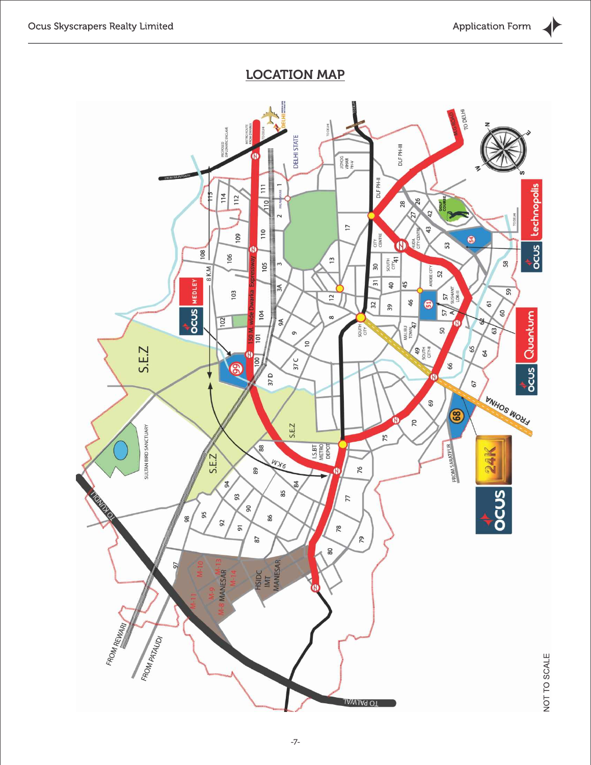# LOCATION MAP

NOT TO SCALE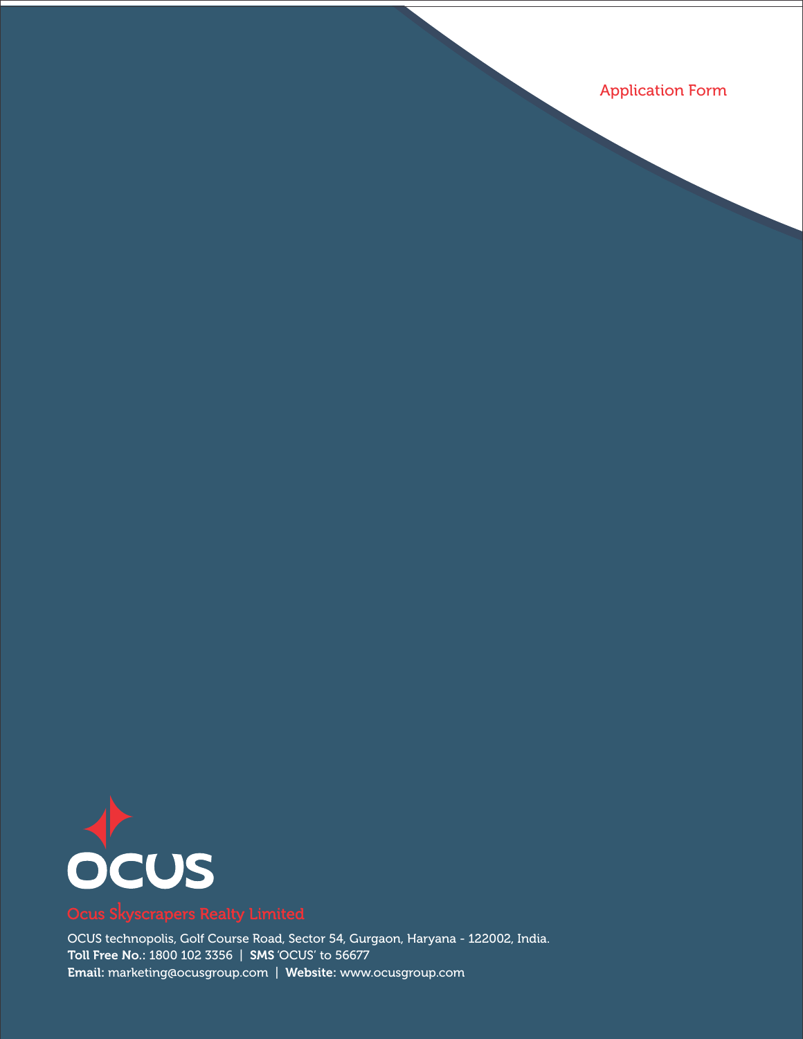Application Form

OCUS

Ocus Skyscrapers Realty Limited

OCUS technopolis, Golf Course Road, Sector 54, Gurgaon, Haryana - 122002, India.
**Toll Free No.**: 1800 102 3356 | **SMS** 'OCUS' to 56677
**Email:** marketing@ocusgroup.com | **Website:** www.ocusgroup.com